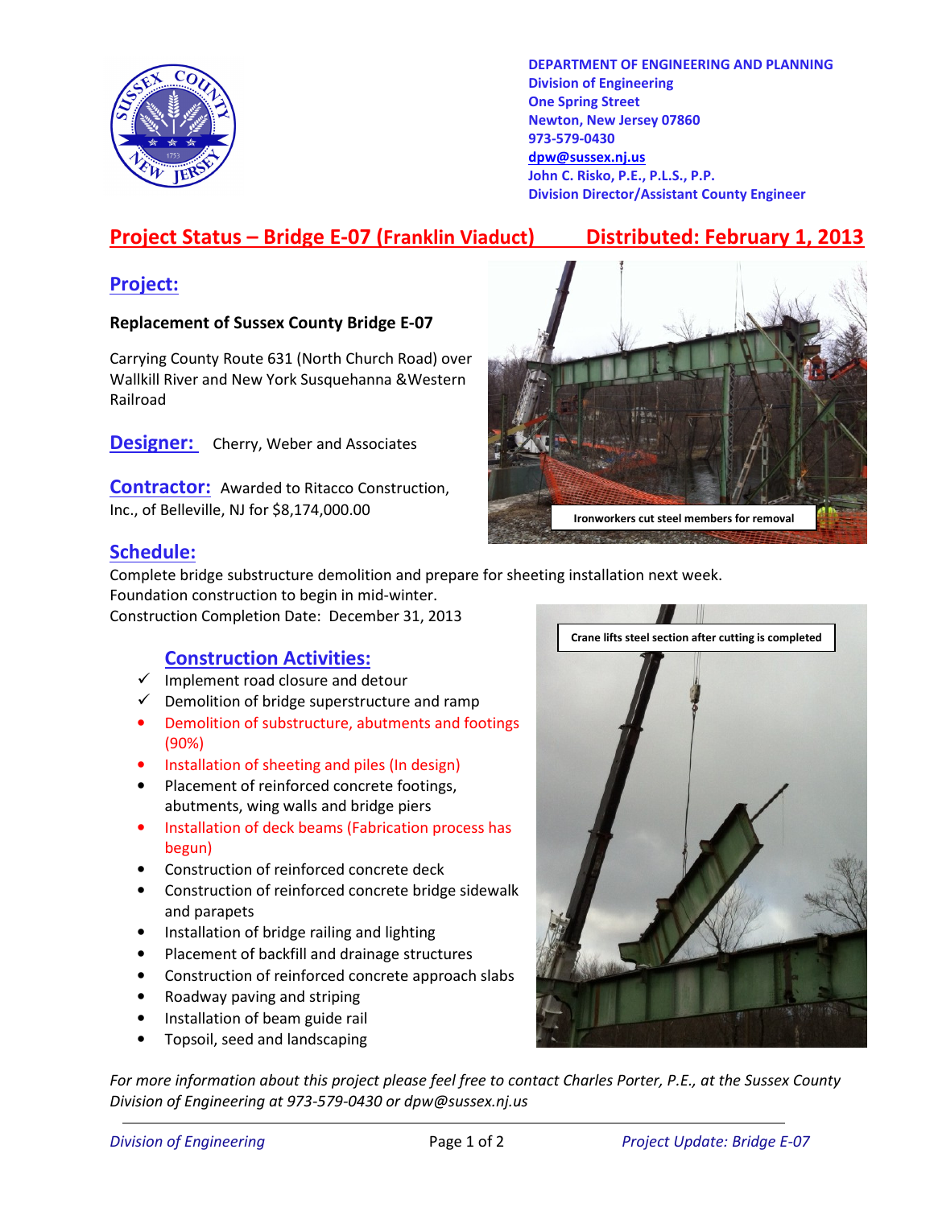DEPARTMENT OF ENGINEERING AND PLANNING
Division of Engineering
One Spring Street
Newton, New Jersey 07860
973-579-0430
dpw@sussex.nj.us
John C. Risko, P.E., P.L.S., P.P.
Division Director/Assistant County Engineer

# Project Status – Bridge E-07 (Franklin Viaduct) Distributed: February 1, 2013

## Project:

**Replacement of Sussex County Bridge E-07**

Carrying County Route 631 (North Church Road) over Wallkill River and New York Susquehanna &Western Railroad

## Designer:

Cherry, Weber and Associates

## Contractor:

Awarded to Ritacco Construction, Inc., of Belleville, NJ for $8,174,000.00

Ironworkers cut steel members for removal

## Schedule:

Complete bridge substructure demolition and prepare for sheeting installation next week.
Foundation construction to begin in mid-winter.
Construction Completion Date: December 31, 2013

Crane lifts steel section after cutting is completed

### Construction Activities:

- ✓ Implement road closure and detour
- ✓ Demolition of bridge superstructure and ramp
- Demolition of substructure, abutments and footings (90%)
- Installation of sheeting and piles (In design)
- Placement of reinforced concrete footings, abutments, wing walls and bridge piers
- Installation of deck beams (Fabrication process has begun)
- Construction of reinforced concrete deck
- Construction of reinforced concrete bridge sidewalk and parapets
- Installation of bridge railing and lighting
- Placement of backfill and drainage structures
- Construction of reinforced concrete approach slabs
- Roadway paving and striping
- Installation of beam guide rail
- Topsoil, seed and landscaping

*For more information about this project please feel free to contact Charles Porter, P.E., at the Sussex County Division of Engineering at 973-579-0430 or dpw@sussex.nj.us*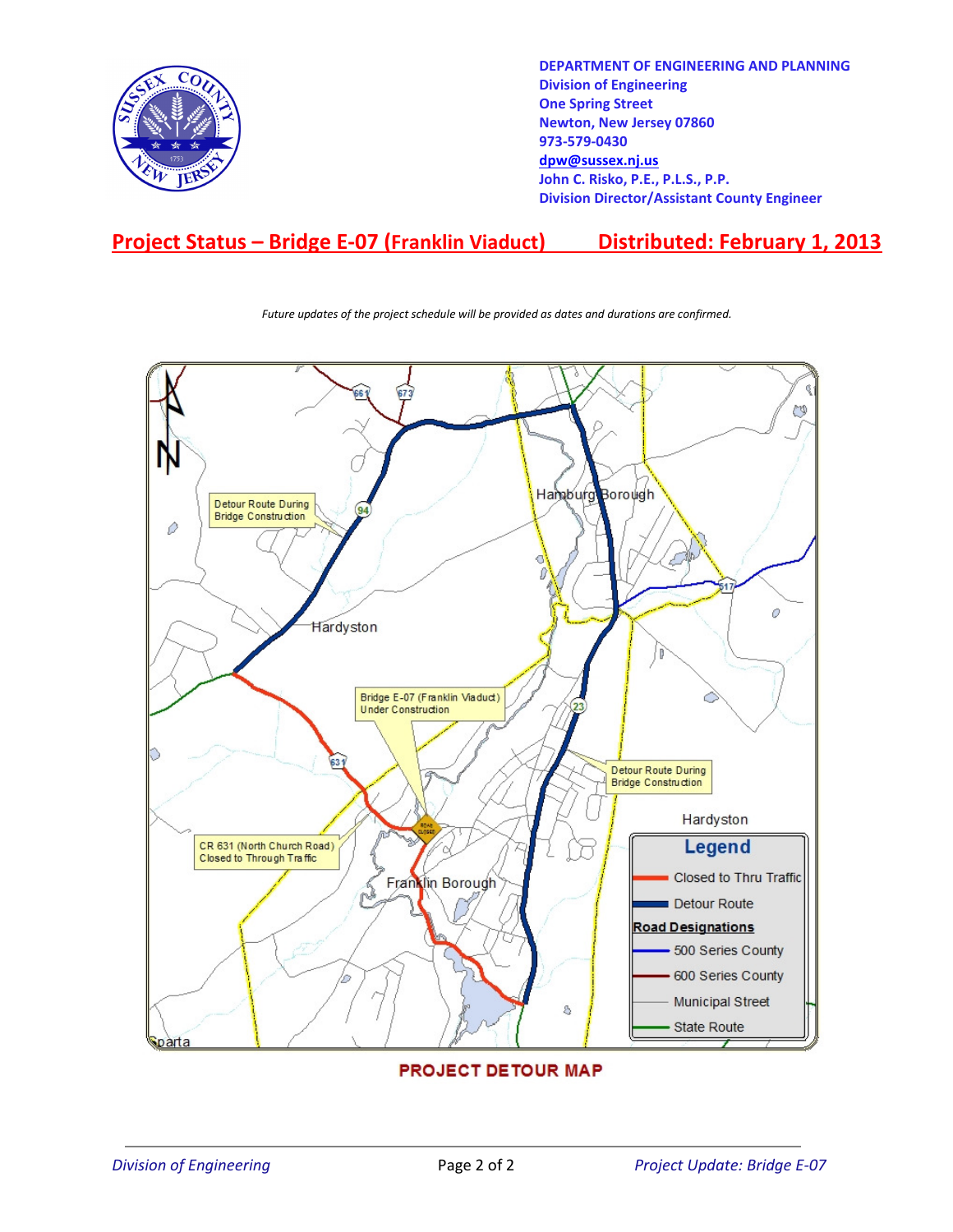**DEPARTMENT OF ENGINEERING AND PLANNING**
**Division of Engineering**
**One Spring Street**
**Newton, New Jersey 07860**
**973-579-0430**
**dpw@sussex.nj.us**
**John C. Risko, P.E., P.L.S., P.P.**
**Division Director/Assistant County Engineer**

## Project Status – Bridge E-07 (Franklin Viaduct) Distributed: February 1, 2013

*Future updates of the project schedule will be provided as dates and durations are confirmed.*

Detour Route During Bridge Construction

Hamburg Borough

Hardyston

Bridge E-07 (Franklin Viaduct) Under Construction

Detour Route During Bridge Construction

Hardyston

CR 631 (North Church Road) Closed to Through Traffic

Franklin Borough

Sparta

661

673

94

517

23

631

ROAD CLOSED

Legend

Closed to Thru Traffic

Detour Route

Road Designations

500 Series County

600 Series County

Municipal Street

State Route

**PROJECT DETOUR MAP**